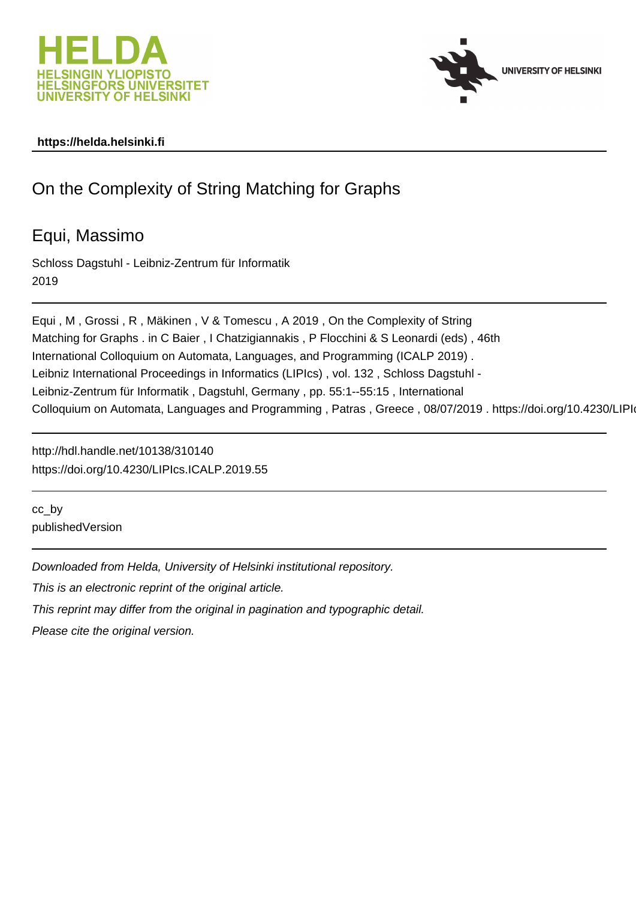HELDA
HELSINGIN YLIOPISTO
HELSINGFORS UNIVERSITET
UNIVERSITY OF HELSINKI

UNIVERSITY OF HELSINKI

**https://helda.helsinki.fi**

# On the Complexity of String Matching for Graphs

## Equi, Massimo

Schloss Dagstuhl - Leibniz-Zentrum für Informatik
2019

---

Equi , M , Grossi , R , Mäkinen , V & Tomescu , A 2019 , On the Complexity of String Matching for Graphs . in C Baier , I Chatzigiannakis , P Flocchini & S Leonardi (eds) , 46th International Colloquium on Automata, Languages, and Programming (ICALP 2019) . Leibniz International Proceedings in Informatics (LIPIcs) , vol. 132 , Schloss Dagstuhl - Leibniz-Zentrum für Informatik , Dagstuhl, Germany , pp. 55:1--55:15 , International Colloquium on Automata, Languages and Programming , Patras , Greece , 08/07/2019 . https://doi.org/10.4230/LIPIc

---

http://hdl.handle.net/10138/310140
https://doi.org/10.4230/LIPIcs.ICALP.2019.55

---

cc_by
publishedVersion

---

*Downloaded from Helda, University of Helsinki institutional repository.*

*This is an electronic reprint of the original article.*

*This reprint may differ from the original in pagination and typographic detail.*

*Please cite the original version.*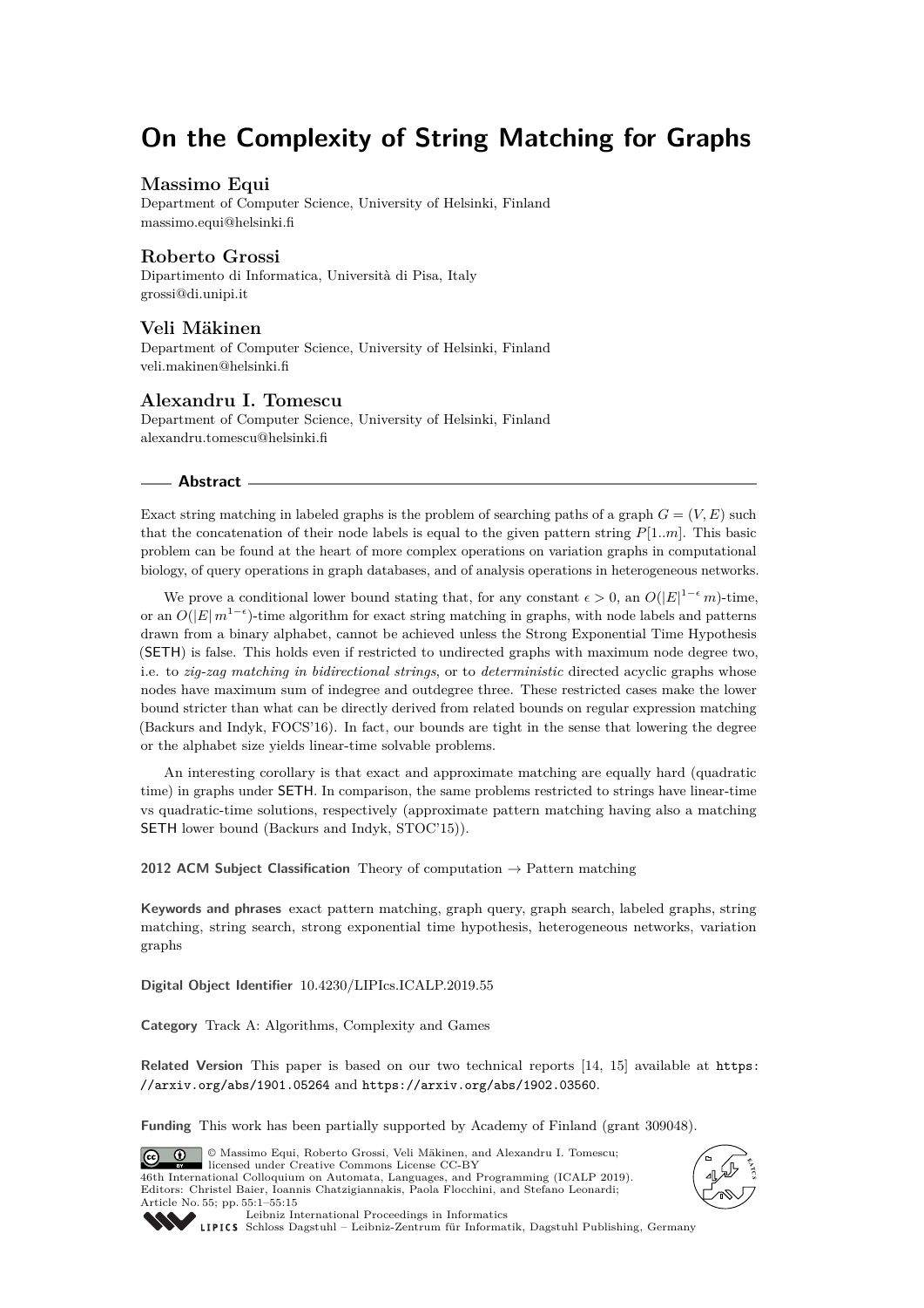# On the Complexity of String Matching for Graphs

### Massimo Equi

Department of Computer Science, University of Helsinki, Finland
massimo.equi@helsinki.fi

### Roberto Grossi

Dipartimento di Informatica, Università di Pisa, Italy
grossi@di.unipi.it

### Veli Mäkinen

Department of Computer Science, University of Helsinki, Finland
veli.makinen@helsinki.fi

### Alexandru I. Tomescu

Department of Computer Science, University of Helsinki, Finland
alexandru.tomescu@helsinki.fi

## Abstract

Exact string matching in labeled graphs is the problem of searching paths of a graph $G = (V, E)$ such that the concatenation of their node labels is equal to the given pattern string $P[1..m]$. This basic problem can be found at the heart of more complex operations on variation graphs in computational biology, of query operations in graph databases, and of analysis operations in heterogeneous networks.

We prove a conditional lower bound stating that, for any constant $\epsilon > 0$, an $O(|E|^{1-\epsilon}\, m)$-time, or an $O(|E|\, m^{1-\epsilon})$-time algorithm for exact string matching in graphs, with node labels and patterns drawn from a binary alphabet, cannot be achieved unless the Strong Exponential Time Hypothesis (SETH) is false. This holds even if restricted to undirected graphs with maximum node degree two, i.e. to *zig-zag matching in bidirectional strings*, or to *deterministic* directed acyclic graphs whose nodes have maximum sum of indegree and outdegree three. These restricted cases make the lower bound stricter than what can be directly derived from related bounds on regular expression matching (Backurs and Indyk, FOCS'16). In fact, our bounds are tight in the sense that lowering the degree or the alphabet size yields linear-time solvable problems.

An interesting corollary is that exact and approximate matching are equally hard (quadratic time) in graphs under SETH. In comparison, the same problems restricted to strings have linear-time vs quadratic-time solutions, respectively (approximate pattern matching having also a matching SETH lower bound (Backurs and Indyk, STOC'15)).

**2012 ACM Subject Classification** Theory of computation → Pattern matching

**Keywords and phrases** exact pattern matching, graph query, graph search, labeled graphs, string matching, string search, strong exponential time hypothesis, heterogeneous networks, variation graphs

**Digital Object Identifier** 10.4230/LIPIcs.ICALP.2019.55

**Category** Track A: Algorithms, Complexity and Games

**Related Version** This paper is based on our two technical reports [14, 15] available at https://arxiv.org/abs/1901.05264 and https://arxiv.org/abs/1902.03560.

**Funding** This work has been partially supported by Academy of Finland (grant 309048).

© Massimo Equi, Roberto Grossi, Veli Mäkinen, and Alexandru I. Tomescu; licensed under Creative Commons License CC-BY
46th International Colloquium on Automata, Languages, and Programming (ICALP 2019).
Editors: Christel Baier, Ioannis Chatzigiannakis, Paola Flocchini, and Stefano Leonardi;
Article No. 55; pp. 55:1–55:15
Leibniz International Proceedings in Informatics
Schloss Dagstuhl – Leibniz-Zentrum für Informatik, Dagstuhl Publishing, Germany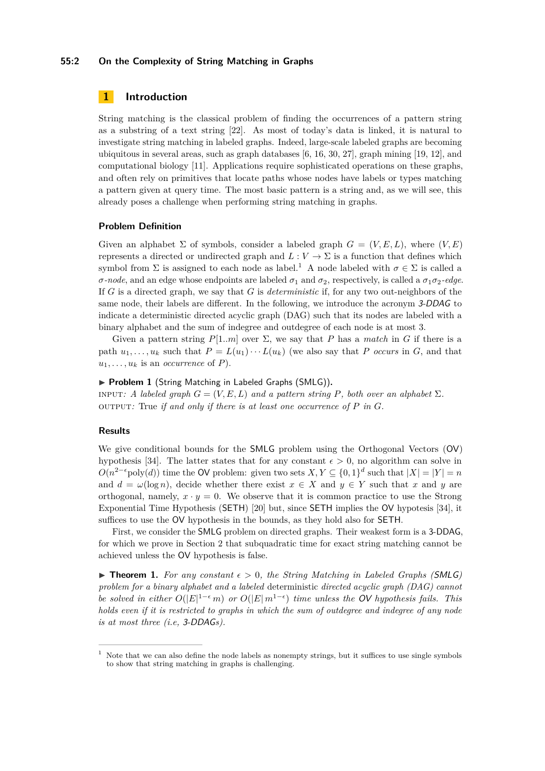## 1 Introduction

String matching is the classical problem of finding the occurrences of a pattern string as a substring of a text string [22]. As most of today's data is linked, it is natural to investigate string matching in labeled graphs. Indeed, large-scale labeled graphs are becoming ubiquitous in several areas, such as graph databases [6, 16, 30, 27], graph mining [19, 12], and computational biology [11]. Applications require sophisticated operations on these graphs, and often rely on primitives that locate paths whose nodes have labels or types matching a pattern given at query time. The most basic pattern is a string and, as we will see, this already poses a challenge when performing string matching in graphs.

### Problem Definition

Given an alphabet $\Sigma$ of symbols, consider a labeled graph $G = (V, E, L)$, where $(V, E)$ represents a directed or undirected graph and $L : V \to \Sigma$ is a function that defines which symbol from $\Sigma$ is assigned to each node as label.[1] A node labeled with $\sigma \in \Sigma$ is called a *$\sigma$-node*, and an edge whose endpoints are labeled $\sigma_1$ and $\sigma_2$, respectively, is called a *$\sigma_1\sigma_2$-edge*. If $G$ is a directed graph, we say that $G$ is *deterministic* if, for any two out-neighbors of the same node, their labels are different. In the following, we introduce the acronym *3-DDAG* to indicate a deterministic directed acyclic graph (DAG) such that its nodes are labeled with a binary alphabet and the sum of indegree and outdegree of each node is at most 3.

Given a pattern string $P[1..m]$ over $\Sigma$, we say that $P$ has a *match* in $G$ if there is a path $u_1, \ldots, u_k$ such that $P = L(u_1) \cdots L(u_k)$ (we also say that $P$ *occurs* in $G$, and that $u_1, \ldots, u_k$ is an *occurrence* of $P$).

▶ **Problem 1** (String Matching in Labeled Graphs (SMLG)).
INPUT: *A labeled graph $G = (V, E, L)$ and a pattern string $P$, both over an alphabet $\Sigma$.*
OUTPUT: True *if and only if there is at least one occurrence of $P$ in $G$.*

### Results

We give conditional bounds for the SMLG problem using the Orthogonal Vectors (OV) hypothesis [34]. The latter states that for any constant $\epsilon > 0$, no algorithm can solve in $O(n^{2-\epsilon}\text{poly}(d))$ time the OV problem: given two sets $X, Y \subseteq \{0,1\}^d$ such that $|X| = |Y| = n$ and $d = \omega(\log n)$, decide whether there exist $x \in X$ and $y \in Y$ such that $x$ and $y$ are orthogonal, namely, $x \cdot y = 0$. We observe that it is common practice to use the Strong Exponential Time Hypothesis (SETH) [20] but, since SETH implies the OV hypotesis [34], it suffices to use the OV hypothesis in the bounds, as they hold also for SETH.

First, we consider the SMLG problem on directed graphs. Their weakest form is a 3-DDAG, for which we prove in Section 2 that subquadratic time for exact string matching cannot be achieved unless the OV hypothesis is false.

▶ **Theorem 1.** *For any constant $\epsilon > 0$, the String Matching in Labeled Graphs (SMLG) problem for a binary alphabet and a labeled* deterministic *directed acyclic graph (DAG) cannot be solved in either $O(|E|^{1-\epsilon}\, m)$ or $O(|E|\, m^{1-\epsilon})$ time unless the OV hypothesis fails. This holds even if it is restricted to graphs in which the sum of outdegree and indegree of any node is at most three (i.e, 3-DDAGs).*

[1] Note that we can also define the node labels as nonempty strings, but it suffices to use single symbols to show that string matching in graphs is challenging.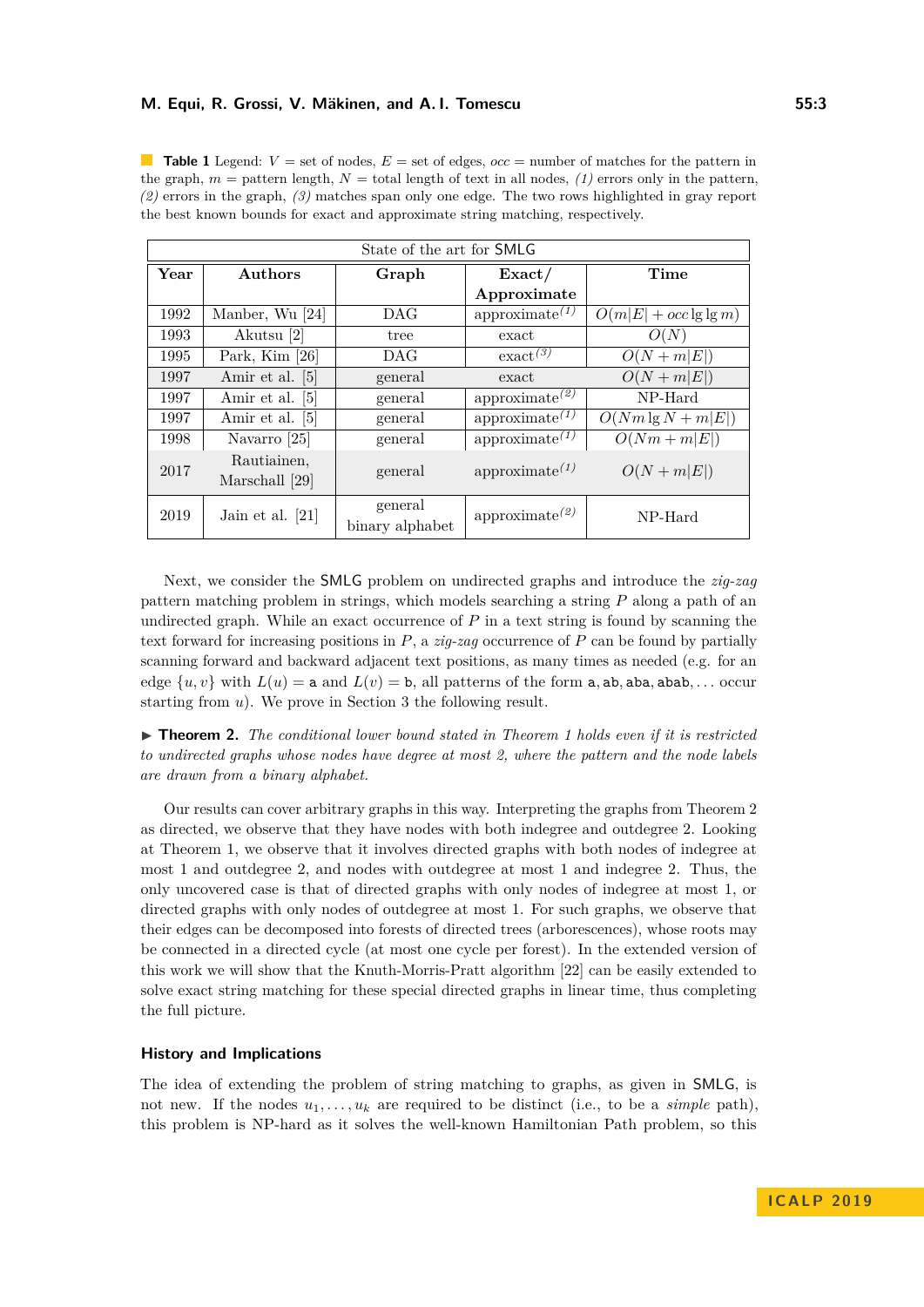**Table 1** Legend: $V$ = set of nodes, $E$ = set of edges, $occ$ = number of matches for the pattern in the graph, $m$ = pattern length, $N$ = total length of text in all nodes, *(1)* errors only in the pattern, *(2)* errors in the graph, *(3)* matches span only one edge. The two rows highlighted in gray report the best known bounds for exact and approximate string matching, respectively.

| State of the art for SMLG | | | | |
|---|---|---|---|---|
| **Year** | **Authors** | **Graph** | **Exact/ Approximate** | **Time** |
| 1992 | Manber, Wu [24] | DAG | approximate$^{(1)}$ | $O(m\|E\| + occ \lg \lg m)$ |
| 1993 | Akutsu [2] | tree | exact | $O(N)$ |
| 1995 | Park, Kim [26] | DAG | exact$^{(3)}$ | $O(N + m\|E\|)$ |
| 1997 | Amir et al. [5] | general | exact | $O(N + m\|E\|)$ |
| 1997 | Amir et al. [5] | general | approximate$^{(2)}$ | NP-Hard |
| 1997 | Amir et al. [5] | general | approximate$^{(1)}$ | $O(Nm \lg N + m\|E\|)$ |
| 1998 | Navarro [25] | general | approximate$^{(1)}$ | $O(Nm + m\|E\|)$ |
| 2017 | Rautiainen, Marschall [29] | general | approximate$^{(1)}$ | $O(N + m\|E\|)$ |
| 2019 | Jain et al. [21] | general binary alphabet | approximate$^{(2)}$ | NP-Hard |

Next, we consider the SMLG problem on undirected graphs and introduce the *zig-zag* pattern matching problem in strings, which models searching a string $P$ along a path of an undirected graph. While an exact occurrence of $P$ in a text string is found by scanning the text forward for increasing positions in $P$, a *zig-zag* occurrence of $P$ can be found by partially scanning forward and backward adjacent text positions, as many times as needed (e.g. for an edge $\{u, v\}$ with $L(u) = \mathtt{a}$ and $L(v) = \mathtt{b}$, all patterns of the form $\mathtt{a}, \mathtt{ab}, \mathtt{aba}, \mathtt{abab}, \ldots$ occur starting from $u$). We prove in Section 3 the following result.

▶ **Theorem 2.** *The conditional lower bound stated in Theorem 1 holds even if it is restricted to undirected graphs whose nodes have degree at most 2, where the pattern and the node labels are drawn from a binary alphabet.*

Our results can cover arbitrary graphs in this way. Interpreting the graphs from Theorem 2 as directed, we observe that they have nodes with both indegree and outdegree 2. Looking at Theorem 1, we observe that it involves directed graphs with both nodes of indegree at most 1 and outdegree 2, and nodes with outdegree at most 1 and indegree 2. Thus, the only uncovered case is that of directed graphs with only nodes of indegree at most 1, or directed graphs with only nodes of outdegree at most 1. For such graphs, we observe that their edges can be decomposed into forests of directed trees (arborescences), whose roots may be connected in a directed cycle (at most one cycle per forest). In the extended version of this work we will show that the Knuth-Morris-Pratt algorithm [22] can be easily extended to solve exact string matching for these special directed graphs in linear time, thus completing the full picture.

### History and Implications

The idea of extending the problem of string matching to graphs, as given in SMLG, is not new. If the nodes $u_1, \ldots, u_k$ are required to be distinct (i.e., to be a *simple* path), this problem is NP-hard as it solves the well-known Hamiltonian Path problem, so this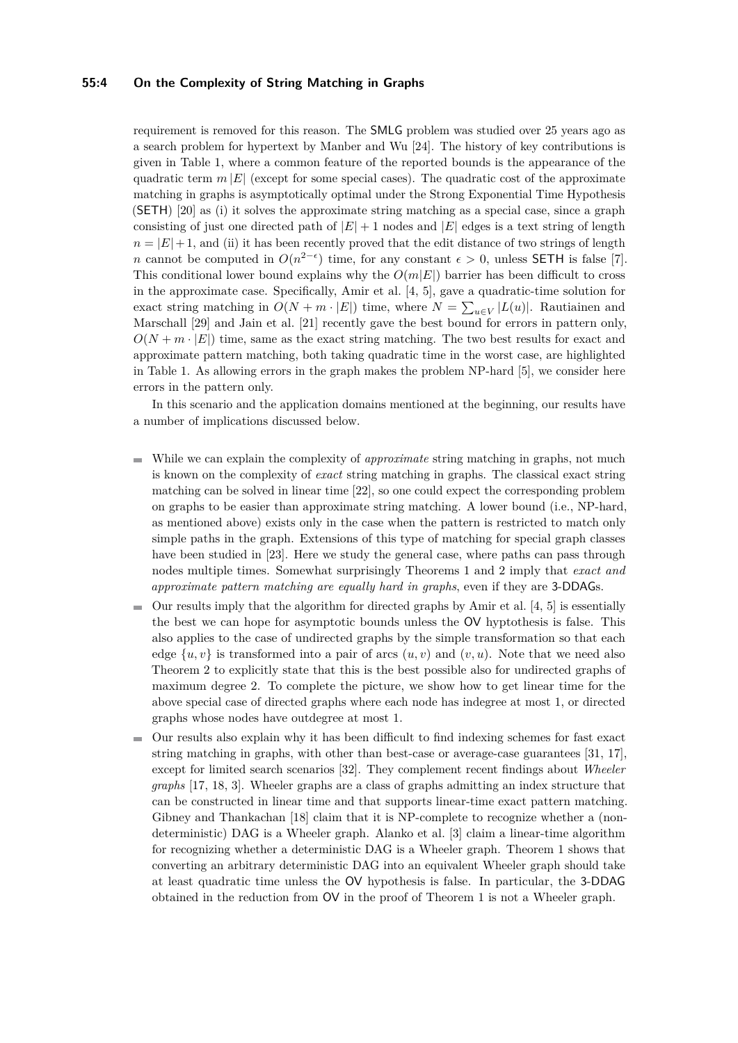requirement is removed for this reason. The SMLG problem was studied over 25 years ago as a search problem for hypertext by Manber and Wu [24]. The history of key contributions is given in Table 1, where a common feature of the reported bounds is the appearance of the quadratic term $m\,|E|$ (except for some special cases). The quadratic cost of the approximate matching in graphs is asymptotically optimal under the Strong Exponential Time Hypothesis (SETH) [20] as (i) it solves the approximate string matching as a special case, since a graph consisting of just one directed path of $|E|+1$ nodes and $|E|$ edges is a text string of length $n = |E|+1$, and (ii) it has been recently proved that the edit distance of two strings of length $n$ cannot be computed in $O(n^{2-\epsilon})$ time, for any constant $\epsilon > 0$, unless SETH is false [7]. This conditional lower bound explains why the $O(m|E|)$ barrier has been difficult to cross in the approximate case. Specifically, Amir et al. [4, 5], gave a quadratic-time solution for exact string matching in $O(N + m \cdot |E|)$ time, where $N = \sum_{u \in V} |L(u)|$. Rautiainen and Marschall [29] and Jain et al. [21] recently gave the best bound for errors in pattern only, $O(N + m \cdot |E|)$ time, same as the exact string matching. The two best results for exact and approximate pattern matching, both taking quadratic time in the worst case, are highlighted in Table 1. As allowing errors in the graph makes the problem NP-hard [5], we consider here errors in the pattern only.

In this scenario and the application domains mentioned at the beginning, our results have a number of implications discussed below.

- While we can explain the complexity of *approximate* string matching in graphs, not much is known on the complexity of *exact* string matching in graphs. The classical exact string matching can be solved in linear time [22], so one could expect the corresponding problem on graphs to be easier than approximate string matching. A lower bound (i.e., NP-hard, as mentioned above) exists only in the case when the pattern is restricted to match only simple paths in the graph. Extensions of this type of matching for special graph classes have been studied in [23]. Here we study the general case, where paths can pass through nodes multiple times. Somewhat surprisingly Theorems 1 and 2 imply that *exact and approximate pattern matching are equally hard in graphs*, even if they are 3-DDAGs.
- Our results imply that the algorithm for directed graphs by Amir et al. [4, 5] is essentially the best we can hope for asymptotic bounds unless the OV hyptothesis is false. This also applies to the case of undirected graphs by the simple transformation so that each edge $\{u, v\}$ is transformed into a pair of arcs $(u, v)$ and $(v, u)$. Note that we need also Theorem 2 to explicitly state that this is the best possible also for undirected graphs of maximum degree 2. To complete the picture, we show how to get linear time for the above special case of directed graphs where each node has indegree at most 1, or directed graphs whose nodes have outdegree at most 1.
- Our results also explain why it has been difficult to find indexing schemes for fast exact string matching in graphs, with other than best-case or average-case guarantees [31, 17], except for limited search scenarios [32]. They complement recent findings about *Wheeler graphs* [17, 18, 3]. Wheeler graphs are a class of graphs admitting an index structure that can be constructed in linear time and that supports linear-time exact pattern matching. Gibney and Thankachan [18] claim that it is NP-complete to recognize whether a (non-deterministic) DAG is a Wheeler graph. Alanko et al. [3] claim a linear-time algorithm for recognizing whether a deterministic DAG is a Wheeler graph. Theorem 1 shows that converting an arbitrary deterministic DAG into an equivalent Wheeler graph should take at least quadratic time unless the OV hypothesis is false. In particular, the 3-DDAG obtained in the reduction from OV in the proof of Theorem 1 is not a Wheeler graph.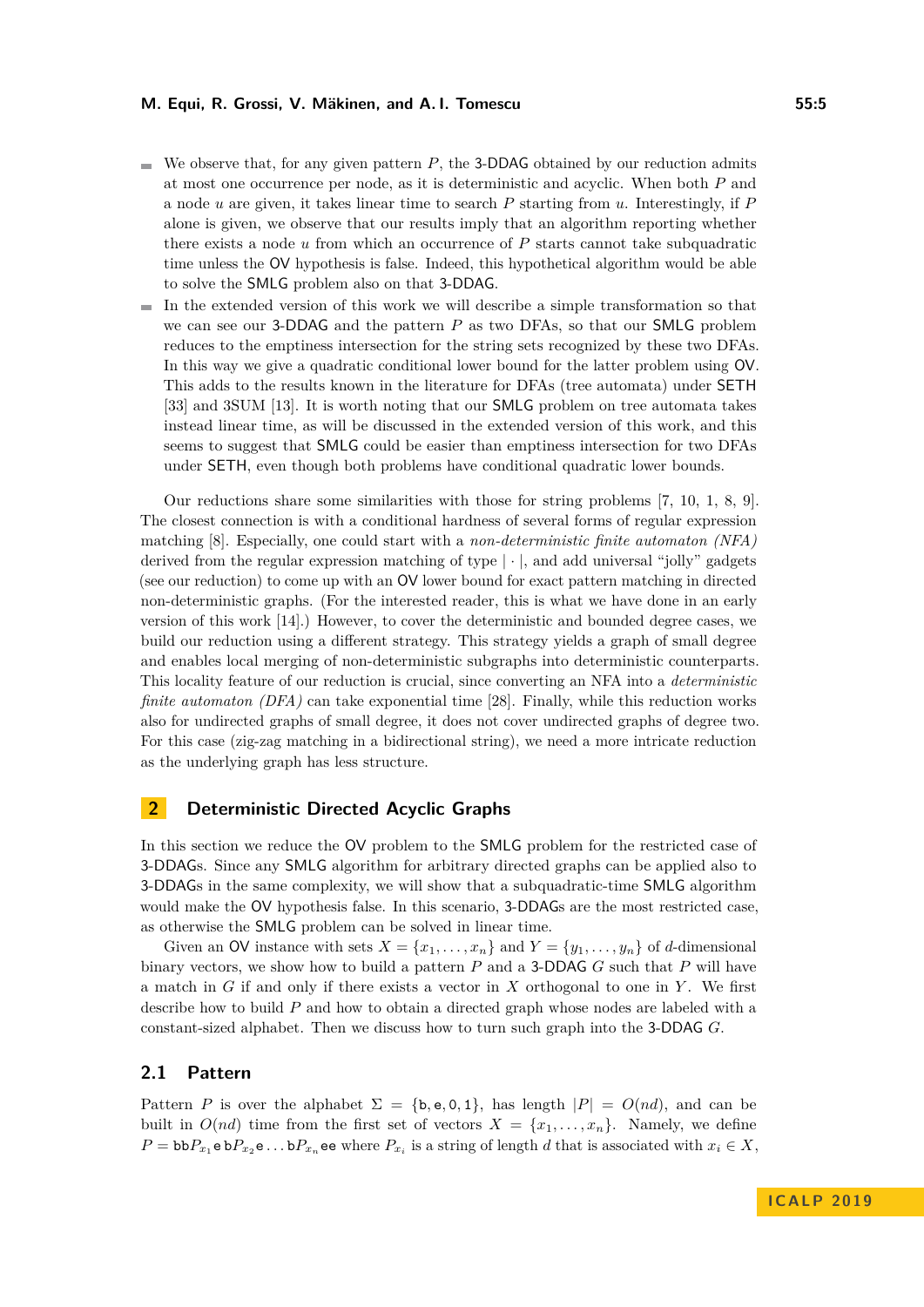- We observe that, for any given pattern $P$, the 3-DDAG obtained by our reduction admits at most one occurrence per node, as it is deterministic and acyclic. When both $P$ and a node $u$ are given, it takes linear time to search $P$ starting from $u$. Interestingly, if $P$ alone is given, we observe that our results imply that an algorithm reporting whether there exists a node $u$ from which an occurrence of $P$ starts cannot take subquadratic time unless the OV hypothesis is false. Indeed, this hypothetical algorithm would be able to solve the SMLG problem also on that 3-DDAG.
- In the extended version of this work we will describe a simple transformation so that we can see our 3-DDAG and the pattern $P$ as two DFAs, so that our SMLG problem reduces to the emptiness intersection for the string sets recognized by these two DFAs. In this way we give a quadratic conditional lower bound for the latter problem using OV. This adds to the results known in the literature for DFAs (tree automata) under SETH [33] and 3SUM [13]. It is worth noting that our SMLG problem on tree automata takes instead linear time, as will be discussed in the extended version of this work, and this seems to suggest that SMLG could be easier than emptiness intersection for two DFAs under SETH, even though both problems have conditional quadratic lower bounds.

Our reductions share some similarities with those for string problems [7, 10, 1, 8, 9]. The closest connection is with a conditional hardness of several forms of regular expression matching [8]. Especially, one could start with a *non-deterministic finite automaton (NFA)* derived from the regular expression matching of type $|\cdot|$, and add universal "jolly" gadgets (see our reduction) to come up with an OV lower bound for exact pattern matching in directed non-deterministic graphs. (For the interested reader, this is what we have done in an early version of this work [14].) However, to cover the deterministic and bounded degree cases, we build our reduction using a different strategy. This strategy yields a graph of small degree and enables local merging of non-deterministic subgraphs into deterministic counterparts. This locality feature of our reduction is crucial, since converting an NFA into a *deterministic finite automaton (DFA)* can take exponential time [28]. Finally, while this reduction works also for undirected graphs of small degree, it does not cover undirected graphs of degree two. For this case (zig-zag matching in a bidirectional string), we need a more intricate reduction as the underlying graph has less structure.

## 2 Deterministic Directed Acyclic Graphs

In this section we reduce the OV problem to the SMLG problem for the restricted case of 3-DDAGs. Since any SMLG algorithm for arbitrary directed graphs can be applied also to 3-DDAGs in the same complexity, we will show that a subquadratic-time SMLG algorithm would make the OV hypothesis false. In this scenario, 3-DDAGs are the most restricted case, as otherwise the SMLG problem can be solved in linear time.

Given an OV instance with sets $X = \{x_1, \ldots, x_n\}$ and $Y = \{y_1, \ldots, y_n\}$ of $d$-dimensional binary vectors, we show how to build a pattern $P$ and a 3-DDAG $G$ such that $P$ will have a match in $G$ if and only if there exists a vector in $X$ orthogonal to one in $Y$. We first describe how to build $P$ and how to obtain a directed graph whose nodes are labeled with a constant-sized alphabet. Then we discuss how to turn such graph into the 3-DDAG $G$.

### 2.1 Pattern

Pattern $P$ is over the alphabet $\Sigma = \{\mathtt{b}, \mathtt{e}, \mathtt{0}, \mathtt{1}\}$, has length $|P| = O(nd)$, and can be built in $O(nd)$ time from the first set of vectors $X = \{x_1, \ldots, x_n\}$. Namely, we define $P = \mathtt{bb}P_{x_1}\mathtt{e}\,\mathtt{b}P_{x_2}\mathtt{e}\ldots\mathtt{b}P_{x_n}\mathtt{ee}$ where $P_{x_i}$ is a string of length $d$ that is associated with $x_i \in X$,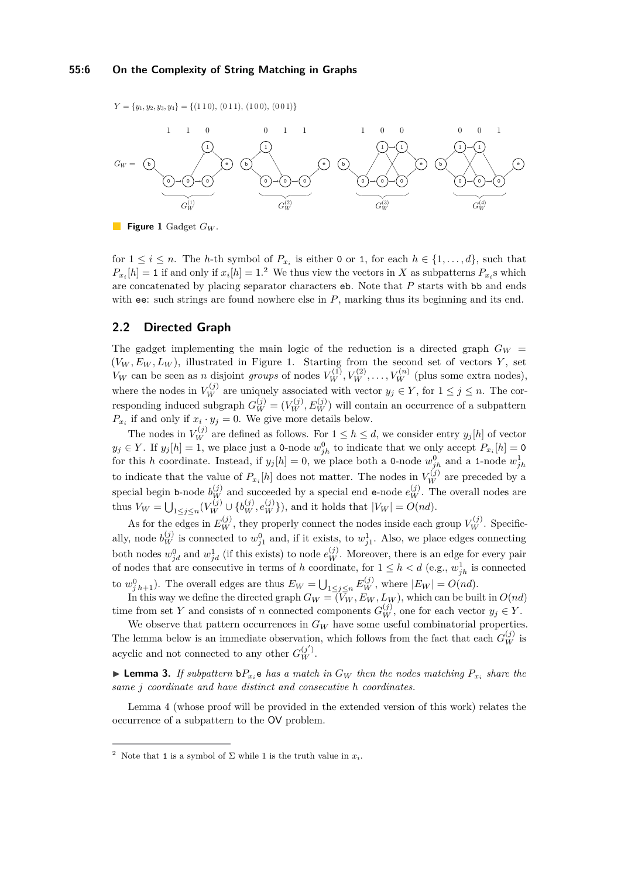$Y = \{y_1, y_2, y_3, y_4\} = \{(1\,1\,0), (0\,1\,1), (1\,0\,0), (0\,0\,1)\}$

■ **Figure 1** Gadget $G_W$.

for $1 \leq i \leq n$. The $h$-th symbol of $P_{x_i}$ is either 0 or 1, for each $h \in \{1, \ldots, d\}$, such that $P_{x_i}[h] = 1$ if and only if $x_i[h] = 1$.[2] We thus view the vectors in $X$ as subpatterns $P_{x_i}$s which are concatenated by placing separator characters eb. Note that $P$ starts with bb and ends with ee: such strings are found nowhere else in $P$, marking thus its beginning and its end.

## 2.2 Directed Graph

The gadget implementing the main logic of the reduction is a directed graph $G_W = (V_W, E_W, L_W)$, illustrated in Figure 1. Starting from the second set of vectors $Y$, set $V_W$ can be seen as $n$ disjoint *groups* of nodes $V_W^{(1)}, V_W^{(2)}, \ldots, V_W^{(n)}$ (plus some extra nodes), where the nodes in $V_W^{(j)}$ are uniquely associated with vector $y_j \in Y$, for $1 \leq j \leq n$. The corresponding induced subgraph $G_W^{(j)} = (V_W^{(j)}, E_W^{(j)})$ will contain an occurrence of a subpattern $P_{x_i}$ if and only if $x_i \cdot y_j = 0$. We give more details below.

The nodes in $V_W^{(j)}$ are defined as follows. For $1 \leq h \leq d$, we consider entry $y_j[h]$ of vector $y_j \in Y$. If $y_j[h] = 1$, we place just a 0-node $w_{jh}^0$ to indicate that we only accept $P_{x_i}[h] = 0$ for this $h$ coordinate. Instead, if $y_j[h] = 0$, we place both a 0-node $w_{jh}^0$ and a 1-node $w_{jh}^1$ to indicate that the value of $P_{x_i}[h]$ does not matter. The nodes in $V_W^{(j)}$ are preceded by a special begin b-node $b_W^{(j)}$ and succeeded by a special end e-node $e_W^{(j)}$. The overall nodes are thus $V_W = \bigcup_{1 \leq j \leq n} (V_W^{(j)} \cup \{b_W^{(j)}, e_W^{(j)}\})$, and it holds that $|V_W| = O(nd)$.

As for the edges in $E_W^{(j)}$, they properly connect the nodes inside each group $V_W^{(j)}$. Specifically, node $b_W^{(j)}$ is connected to $w_{j1}^0$ and, if it exists, to $w_{j1}^1$. Also, we place edges connecting both nodes $w_{jd}^0$ and $w_{jd}^1$ (if this exists) to node $e_W^{(j)}$. Moreover, there is an edge for every pair of nodes that are consecutive in terms of $h$ coordinate, for $1 \leq h < d$ (e.g., $w_{jh}^1$ is connected to $w_{j\,h+1}^0$). The overall edges are thus $E_W = \bigcup_{1 \leq j \leq n} E_W^{(j)}$, where $|E_W| = O(nd)$.

In this way we define the directed graph $G_W = (V_W, E_W, L_W)$, which can be built in $O(nd)$ time from set $Y$ and consists of $n$ connected components $G_W^{(j)}$, one for each vector $y_j \in Y$.

We observe that pattern occurrences in $G_W$ have some useful combinatorial properties. The lemma below is an immediate observation, which follows from the fact that each $G_W^{(j)}$ is acyclic and not connected to any other $G_W^{(j')}$.

▶ **Lemma 3.** *If subpattern* b$P_{x_i}$e *has a match in* $G_W$ *then the nodes matching* $P_{x_i}$ *share the same* $j$ *coordinate and have distinct and consecutive* $h$ *coordinates.*

Lemma 4 (whose proof will be provided in the extended version of this work) relates the occurrence of a subpattern to the OV problem.

---

[2] Note that 1 is a symbol of $\Sigma$ while 1 is the truth value in $x_i$.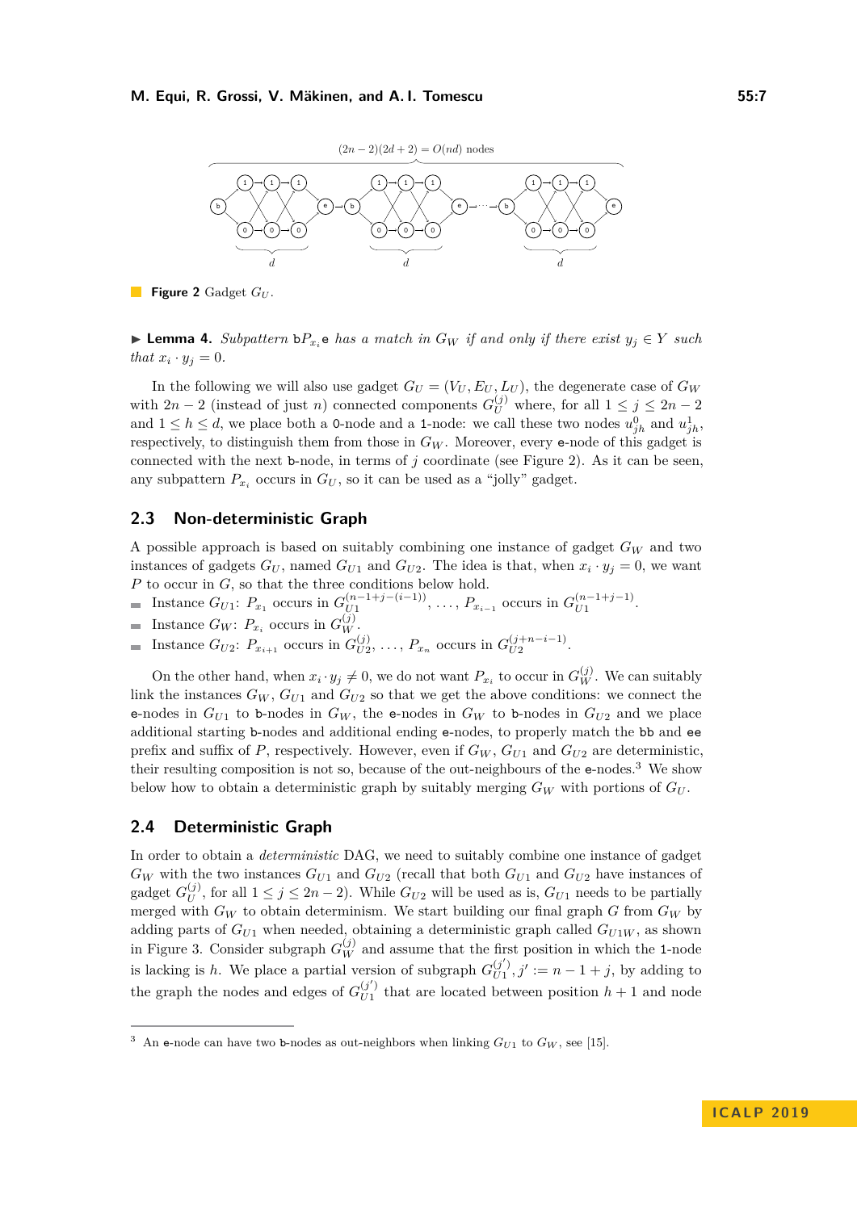**Figure 2** Gadget $G_U$.

▶ **Lemma 4.** *Subpattern* $\mathtt{b}P_{x_i}\mathtt{e}$ *has a match in* $G_W$ *if and only if there exist* $y_j \in Y$ *such that* $x_i \cdot y_j = 0$.

In the following we will also use gadget $G_U = (V_U, E_U, L_U)$, the degenerate case of $G_W$ with $2n-2$ (instead of just $n$) connected components $G_U^{(j)}$ where, for all $1 \leq j \leq 2n-2$ and $1 \leq h \leq d$, we place both a 0-node and a 1-node: we call these two nodes $u_{jh}^0$ and $u_{jh}^1$, respectively, to distinguish them from those in $G_W$. Moreover, every e-node of this gadget is connected with the next b-node, in terms of $j$ coordinate (see Figure 2). As it can be seen, any subpattern $P_{x_i}$ occurs in $G_U$, so it can be used as a "jolly" gadget.

## 2.3 Non-deterministic Graph

A possible approach is based on suitably combining one instance of gadget $G_W$ and two instances of gadgets $G_U$, named $G_{U1}$ and $G_{U2}$. The idea is that, when $x_i \cdot y_j = 0$, we want $P$ to occur in $G$, so that the three conditions below hold.

- Instance $G_{U1}$: $P_{x_1}$ occurs in $G_{U1}^{(n-1+j-(i-1))}$, ..., $P_{x_{i-1}}$ occurs in $G_{U1}^{(n-1+j-1)}$.
- Instance $G_W$: $P_{x_i}$ occurs in $G_W^{(j)}$.
- Instance $G_{U2}$: $P_{x_{i+1}}$ occurs in $G_{U2}^{(j)}$, ..., $P_{x_n}$ occurs in $G_{U2}^{(j+n-i-1)}$.

On the other hand, when $x_i \cdot y_j \neq 0$, we do not want $P_{x_i}$ to occur in $G_W^{(j)}$. We can suitably link the instances $G_W$, $G_{U1}$ and $G_{U2}$ so that we get the above conditions: we connect the e-nodes in $G_{U1}$ to b-nodes in $G_W$, the e-nodes in $G_W$ to b-nodes in $G_{U2}$ and we place additional starting b-nodes and additional ending e-nodes, to properly match the bb and ee prefix and suffix of $P$, respectively. However, even if $G_W$, $G_{U1}$ and $G_{U2}$ are deterministic, their resulting composition is not so, because of the out-neighbours of the e-nodes.[3] We show below how to obtain a deterministic graph by suitably merging $G_W$ with portions of $G_U$.

## 2.4 Deterministic Graph

In order to obtain a *deterministic* DAG, we need to suitably combine one instance of gadget $G_W$ with the two instances $G_{U1}$ and $G_{U2}$ (recall that both $G_{U1}$ and $G_{U2}$ have instances of gadget $G_U^{(j)}$, for all $1 \leq j \leq 2n-2$). While $G_{U2}$ will be used as is, $G_{U1}$ needs to be partially merged with $G_W$ to obtain determinism. We start building our final graph $G$ from $G_W$ by adding parts of $G_{U1}$ when needed, obtaining a deterministic graph called $G_{U1W}$, as shown in Figure 3. Consider subgraph $G_W^{(j)}$ and assume that the first position in which the 1-node is lacking is $h$. We place a partial version of subgraph $G_{U1}^{(j')}$, $j' := n-1+j$, by adding to the graph the nodes and edges of $G_{U1}^{(j')}$ that are located between position $h+1$ and node

[3] An e-node can have two b-nodes as out-neighbors when linking $G_{U1}$ to $G_W$, see [15].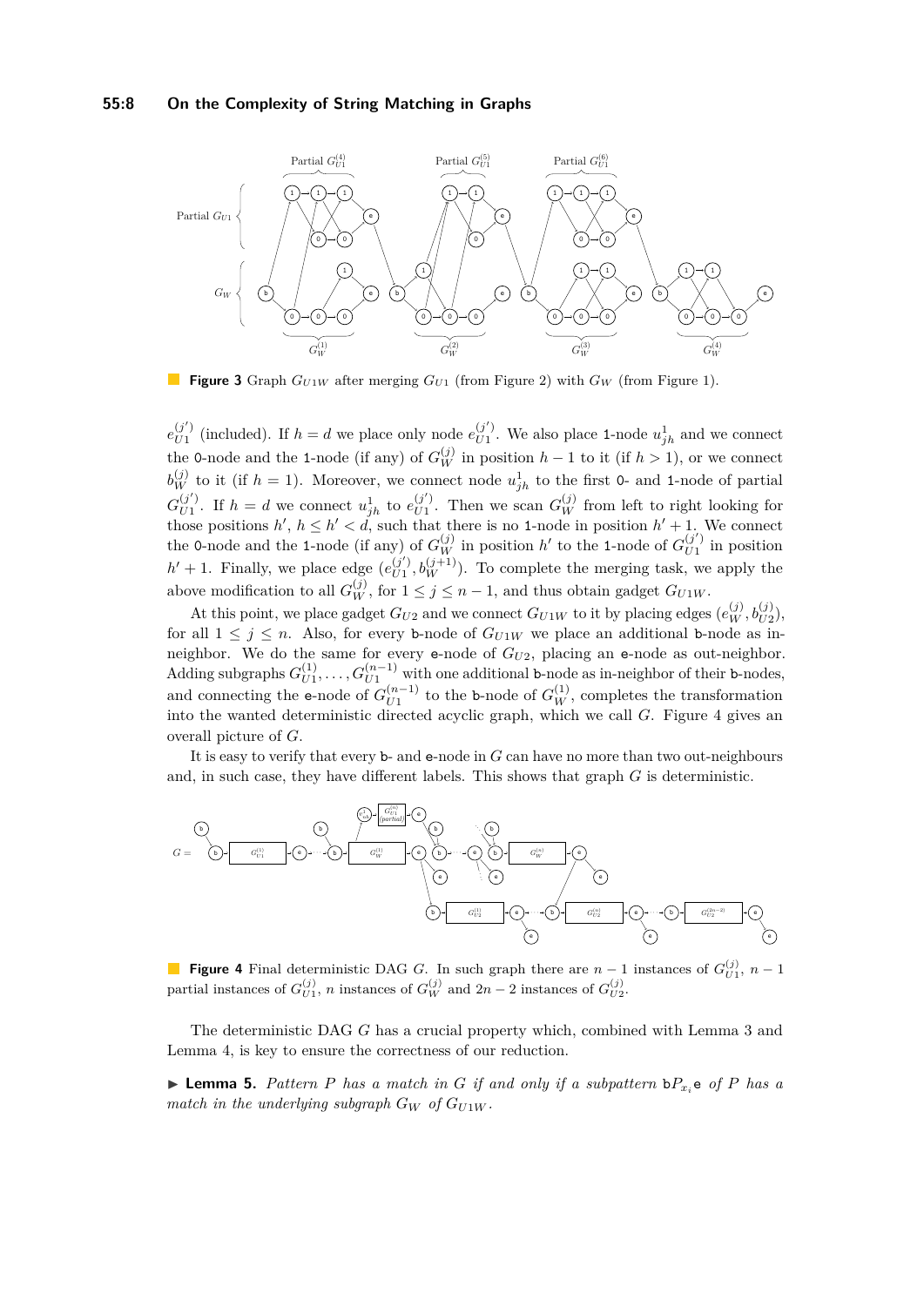**Figure 3** Graph $G_{U1W}$ after merging $G_{U1}$ (from Figure 2) with $G_W$ (from Figure 1).

$e_{U1}^{(j')}$ (included). If $h = d$ we place only node $e_{U1}^{(j')}$. We also place 1-node $u_{jh}^1$ and we connect the 0-node and the 1-node (if any) of $G_W^{(j)}$ in position $h-1$ to it (if $h > 1$), or we connect $b_W^{(j)}$ to it (if $h = 1$). Moreover, we connect node $u_{jh}^1$ to the first 0- and 1-node of partial $G_{U1}^{(j')}$. If $h = d$ we connect $u_{jh}^1$ to $e_{U1}^{(j')}$. Then we scan $G_W^{(j)}$ from left to right looking for those positions $h'$, $h \leq h' < d$, such that there is no 1-node in position $h'+1$. We connect the 0-node and the 1-node (if any) of $G_W^{(j)}$ in position $h'$ to the 1-node of $G_{U1}^{(j')}$ in position $h'+1$. Finally, we place edge $(e_{U1}^{(j')}, b_W^{(j+1)})$. To complete the merging task, we apply the above modification to all $G_W^{(j)}$, for $1 \leq j \leq n-1$, and thus obtain gadget $G_{U1W}$.

At this point, we place gadget $G_{U2}$ and we connect $G_{U1W}$ to it by placing edges $(e_W^{(j)}, b_{U2}^{(j)})$, for all $1 \leq j \leq n$. Also, for every b-node of $G_{U1W}$ we place an additional b-node as in-neighbor. We do the same for every e-node of $G_{U2}$, placing an e-node as out-neighbor. Adding subgraphs $G_{U1}^{(1)}, \ldots, G_{U1}^{(n-1)}$ with one additional b-node as in-neighbor of their b-nodes, and connecting the e-node of $G_{U1}^{(n-1)}$ to the b-node of $G_W^{(1)}$, completes the transformation into the wanted deterministic directed acyclic graph, which we call $G$. Figure 4 gives an overall picture of $G$.

It is easy to verify that every b- and e-node in $G$ can have no more than two out-neighbours and, in such case, they have different labels. This shows that graph $G$ is deterministic.

**Figure 4** Final deterministic DAG $G$. In such graph there are $n-1$ instances of $G_{U1}^{(j)}$, $n-1$ partial instances of $G_{U1}^{(j)}$, $n$ instances of $G_W^{(j)}$ and $2n-2$ instances of $G_{U2}^{(j)}$.

The deterministic DAG $G$ has a crucial property which, combined with Lemma 3 and Lemma 4, is key to ensure the correctness of our reduction.

▶ **Lemma 5.** *Pattern $P$ has a match in $G$ if and only if a subpattern* b$P_{x_i}$e *of $P$ has a match in the underlying subgraph $G_W$ of $G_{U1W}$.*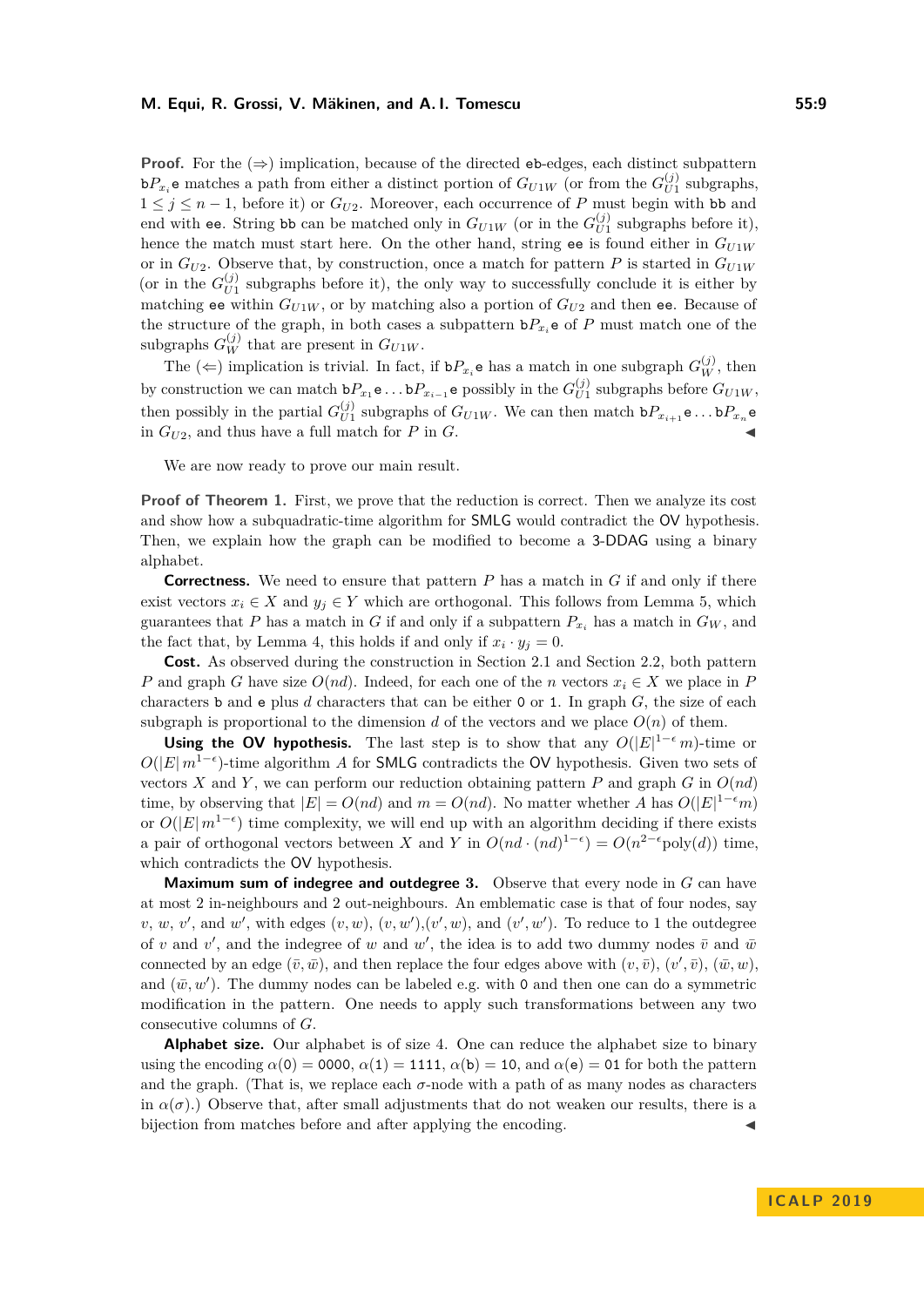**Proof.** For the (⇒) implication, because of the directed eb-edges, each distinct subpattern $\mathtt{b}P_{x_i}\mathtt{e}$ matches a path from either a distinct portion of $G_{U1W}$ (or from the $G_{U1}^{(j)}$ subgraphs, $1 \le j \le n-1$, before it) or $G_{U2}$. Moreover, each occurrence of $P$ must begin with bb and end with ee. String bb can be matched only in $G_{U1W}$ (or in the $G_{U1}^{(j)}$ subgraphs before it), hence the match must start here. On the other hand, string ee is found either in $G_{U1W}$ or in $G_{U2}$. Observe that, by construction, once a match for pattern $P$ is started in $G_{U1W}$ (or in the $G_{U1}^{(j)}$ subgraphs before it), the only way to successfully conclude it is either by matching ee within $G_{U1W}$, or by matching also a portion of $G_{U2}$ and then ee. Because of the structure of the graph, in both cases a subpattern $\mathtt{b}P_{x_i}\mathtt{e}$ of $P$ must match one of the subgraphs $G_W^{(j)}$ that are present in $G_{U1W}$.

The (⇐) implication is trivial. In fact, if $\mathtt{b}P_{x_i}\mathtt{e}$ has a match in one subgraph $G_W^{(j)}$, then by construction we can match $\mathtt{b}P_{x_1}\mathtt{e}\ldots\mathtt{b}P_{x_{i-1}}\mathtt{e}$ possibly in the $G_{U1}^{(j)}$ subgraphs before $G_{U1W}$, then possibly in the partial $G_{U1}^{(j)}$ subgraphs of $G_{U1W}$. We can then match $\mathtt{b}P_{x_{i+1}}\mathtt{e}\ldots\mathtt{b}P_{x_n}\mathtt{e}$ in $G_{U2}$, and thus have a full match for $P$ in $G$. ◂

We are now ready to prove our main result.

**Proof of Theorem 1.** First, we prove that the reduction is correct. Then we analyze its cost and show how a subquadratic-time algorithm for SMLG would contradict the OV hypothesis. Then, we explain how the graph can be modified to become a 3-DDAG using a binary alphabet.

**Correctness.** We need to ensure that pattern $P$ has a match in $G$ if and only if there exist vectors $x_i \in X$ and $y_j \in Y$ which are orthogonal. This follows from Lemma 5, which guarantees that $P$ has a match in $G$ if and only if a subpattern $P_{x_i}$ has a match in $G_W$, and the fact that, by Lemma 4, this holds if and only if $x_i \cdot y_j = 0$.

**Cost.** As observed during the construction in Section 2.1 and Section 2.2, both pattern $P$ and graph $G$ have size $O(nd)$. Indeed, for each one of the $n$ vectors $x_i \in X$ we place in $P$ characters b and e plus $d$ characters that can be either 0 or 1. In graph $G$, the size of each subgraph is proportional to the dimension $d$ of the vectors and we place $O(n)$ of them.

**Using the OV hypothesis.** The last step is to show that any $O(|E|^{1-\epsilon}\, m)$-time or $O(|E|\, m^{1-\epsilon})$-time algorithm $A$ for SMLG contradicts the OV hypothesis. Given two sets of vectors $X$ and $Y$, we can perform our reduction obtaining pattern $P$ and graph $G$ in $O(nd)$ time, by observing that $|E| = O(nd)$ and $m = O(nd)$. No matter whether $A$ has $O(|E|^{1-\epsilon} m)$ or $O(|E|\, m^{1-\epsilon})$ time complexity, we will end up with an algorithm deciding if there exists a pair of orthogonal vectors between $X$ and $Y$ in $O(nd \cdot (nd)^{1-\epsilon}) = O(n^{2-\epsilon}\mathrm{poly}(d))$ time, which contradicts the OV hypothesis.

**Maximum sum of indegree and outdegree 3.** Observe that every node in $G$ can have at most 2 in-neighbours and 2 out-neighbours. An emblematic case is that of four nodes, say $v$, $w$, $v'$, and $w'$, with edges $(v, w)$, $(v, w')$,$(v', w)$, and $(v', w')$. To reduce to 1 the outdegree of $v$ and $v'$, and the indegree of $w$ and $w'$, the idea is to add two dummy nodes $\bar{v}$ and $\bar{w}$ connected by an edge $(\bar{v}, \bar{w})$, and then replace the four edges above with $(v, \bar{v})$, $(v', \bar{v})$, $(\bar{w}, w)$, and $(\bar{w}, w')$. The dummy nodes can be labeled e.g. with 0 and then one can do a symmetric modification in the pattern. One needs to apply such transformations between any two consecutive columns of $G$.

**Alphabet size.** Our alphabet is of size 4. One can reduce the alphabet size to binary using the encoding $\alpha(\mathtt{0}) = \mathtt{0000}$, $\alpha(\mathtt{1}) = \mathtt{1111}$, $\alpha(\mathtt{b}) = \mathtt{10}$, and $\alpha(\mathtt{e}) = \mathtt{01}$ for both the pattern and the graph. (That is, we replace each $\sigma$-node with a path of as many nodes as characters in $\alpha(\sigma)$.) Observe that, after small adjustments that do not weaken our results, there is a bijection from matches before and after applying the encoding. ◂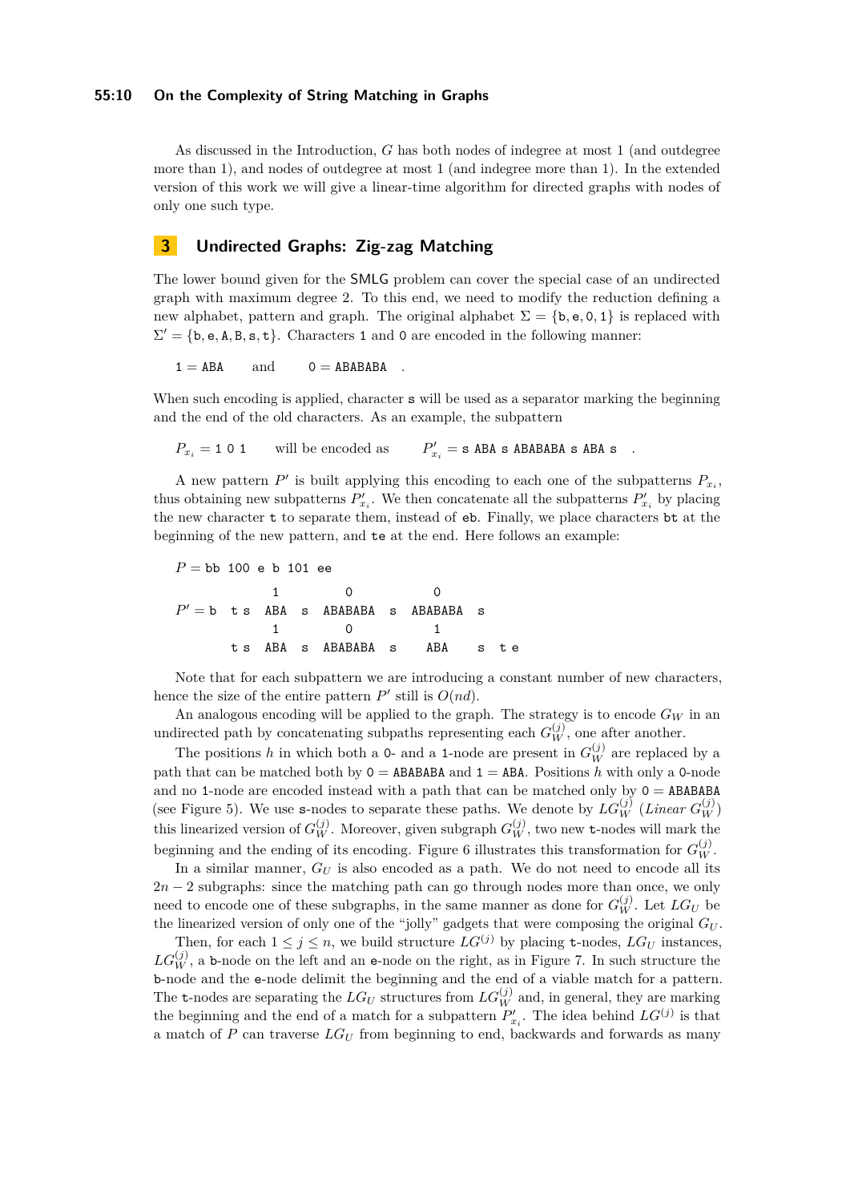As discussed in the Introduction, $G$ has both nodes of indegree at most 1 (and outdegree more than 1), and nodes of outdegree at most 1 (and indegree more than 1). In the extended version of this work we will give a linear-time algorithm for directed graphs with nodes of only one such type.

## 3 Undirected Graphs: Zig-zag Matching

The lower bound given for the SMLG problem can cover the special case of an undirected graph with maximum degree 2. To this end, we need to modify the reduction defining a new alphabet, pattern and graph. The original alphabet $\Sigma = \{\texttt{b}, \texttt{e}, \texttt{0}, \texttt{1}\}$ is replaced with $\Sigma' = \{\texttt{b}, \texttt{e}, \texttt{A}, \texttt{B}, \texttt{s}, \texttt{t}\}$. Characters 1 and 0 are encoded in the following manner:

$$\texttt{1} = \texttt{ABA} \quad \text{and} \quad \texttt{0} = \texttt{ABABABA} \quad .$$

When such encoding is applied, character s will be used as a separator marking the beginning and the end of the old characters. As an example, the subpattern

$$P_{x_i} = \texttt{1 0 1} \quad \text{will be encoded as} \quad P'_{x_i} = \texttt{s ABA s ABABABA s ABA s} \quad .$$

A new pattern $P'$ is built applying this encoding to each one of the subpatterns $P_{x_i}$, thus obtaining new subpatterns $P'_{x_i}$. We then concatenate all the subpatterns $P'_{x_i}$ by placing the new character t to separate them, instead of eb. Finally, we place characters bt at the beginning of the new pattern, and te at the end. Here follows an example:

```
P = bb 100 e b 101 ee

            1        0          0
P' = b  t s  ABA  s  ABABABA  s  ABABABA  s
            1        0          1
        t s  ABA  s  ABABABA  s    ABA    s  t e
```

Note that for each subpattern we are introducing a constant number of new characters, hence the size of the entire pattern $P'$ still is $O(nd)$.

An analogous encoding will be applied to the graph. The strategy is to encode $G_W$ in an undirected path by concatenating subpaths representing each $G_W^{(j)}$, one after another.

The positions $h$ in which both a 0- and a 1-node are present in $G_W^{(j)}$ are replaced by a path that can be matched both by $\texttt{0} = \texttt{ABABABA}$ and $\texttt{1} = \texttt{ABA}$. Positions $h$ with only a 0-node and no 1-node are encoded instead with a path that can be matched only by $\texttt{0} = \texttt{ABABABA}$ (see Figure 5). We use s-nodes to separate these paths. We denote by $LG_W^{(j)}$ (*Linear* $G_W^{(j)}$) this linearized version of $G_W^{(j)}$. Moreover, given subgraph $G_W^{(j)}$, two new t-nodes will mark the beginning and the ending of its encoding. Figure 6 illustrates this transformation for $G_W^{(j)}$.

In a similar manner, $G_U$ is also encoded as a path. We do not need to encode all its $2n-2$ subgraphs: since the matching path can go through nodes more than once, we only need to encode one of these subgraphs, in the same manner as done for $G_W^{(j)}$. Let $LG_U$ be the linearized version of only one of the "jolly" gadgets that were composing the original $G_U$.

Then, for each $1 \leq j \leq n$, we build structure $LG^{(j)}$ by placing t-nodes, $LG_U$ instances, $LG_W^{(j)}$, a b-node on the left and an e-node on the right, as in Figure 7. In such structure the b-node and the e-node delimit the beginning and the end of a viable match for a pattern. The t-nodes are separating the $LG_U$ structures from $LG_W^{(j)}$ and, in general, they are marking the beginning and the end of a match for a subpattern $P'_{x_i}$. The idea behind $LG^{(j)}$ is that a match of $P$ can traverse $LG_U$ from beginning to end, backwards and forwards as many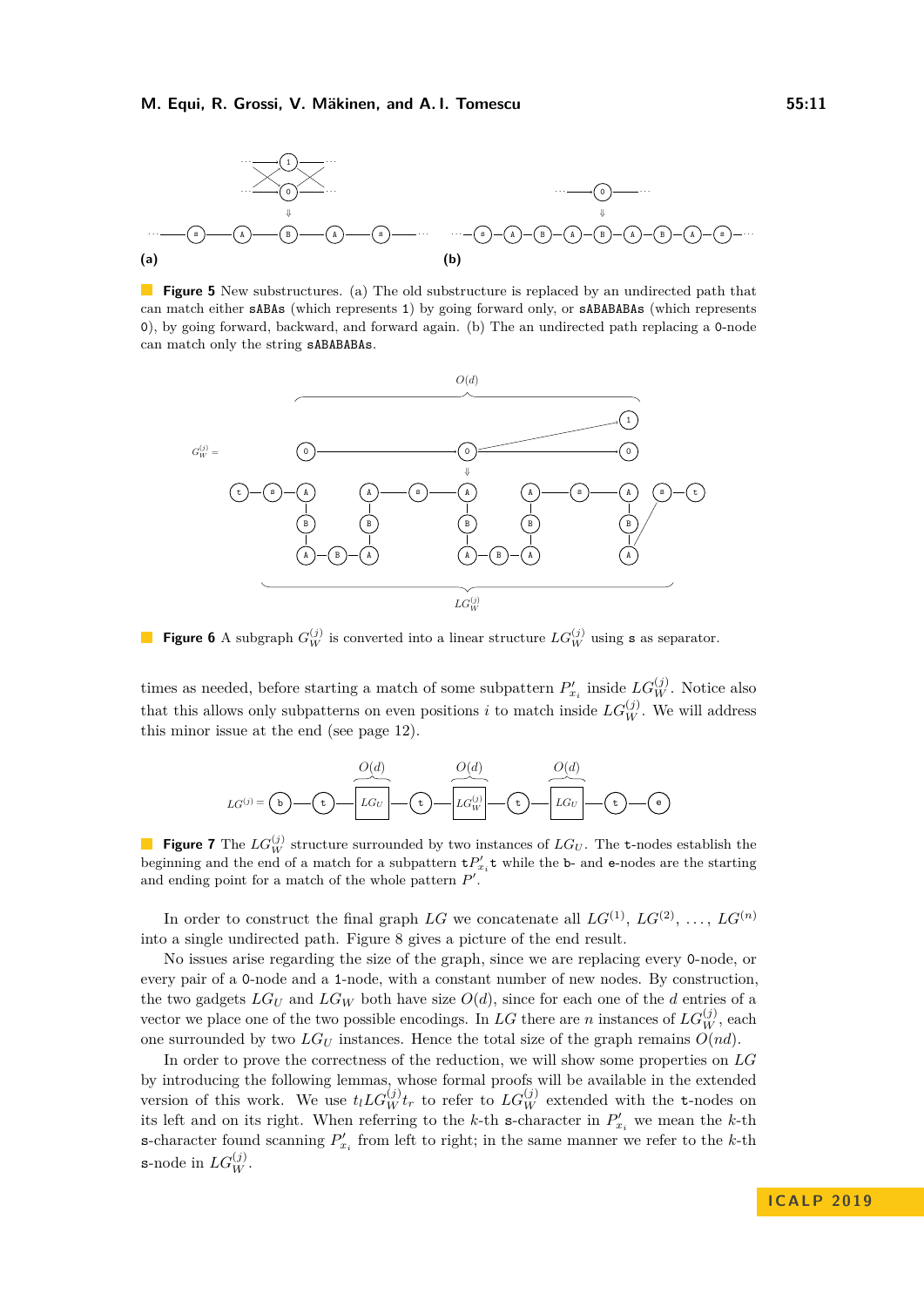**Figure 5** New substructures. (a) The old substructure is replaced by an undirected path that can match either sABAs (which represents 1) by going forward only, or sABABABAs (which represents 0), by going forward, backward, and forward again. (b) The an undirected path replacing a 0-node can match only the string sABABABAs.

**Figure 6** A subgraph $G_W^{(j)}$ is converted into a linear structure $LG_W^{(j)}$ using s as separator.

times as needed, before starting a match of some subpattern $P'_{x_i}$ inside $LG_W^{(j)}$. Notice also that this allows only subpatterns on even positions $i$ to match inside $LG_W^{(j)}$. We will address this minor issue at the end (see page 12).

**Figure 7** The $LG_W^{(j)}$ structure surrounded by two instances of $LG_U$. The t-nodes establish the beginning and the end of a match for a subpattern t$P'_{x_i}$t while the b- and e-nodes are the starting and ending point for a match of the whole pattern $P'$.

In order to construct the final graph $LG$ we concatenate all $LG^{(1)}$, $LG^{(2)}$, ..., $LG^{(n)}$ into a single undirected path. Figure 8 gives a picture of the end result.

No issues arise regarding the size of the graph, since we are replacing every 0-node, or every pair of a 0-node and a 1-node, with a constant number of new nodes. By construction, the two gadgets $LG_U$ and $LG_W$ both have size $O(d)$, since for each one of the $d$ entries of a vector we place one of the two possible encodings. In $LG$ there are $n$ instances of $LG_W^{(j)}$, each one surrounded by two $LG_U$ instances. Hence the total size of the graph remains $O(nd)$.

In order to prove the correctness of the reduction, we will show some properties on $LG$ by introducing the following lemmas, whose formal proofs will be available in the extended version of this work. We use $t_l LG_W^{(j)} t_r$ to refer to $LG_W^{(j)}$ extended with the t-nodes on its left and on its right. When referring to the $k$-th s-character in $P'_{x_i}$ we mean the $k$-th s-character found scanning $P'_{x_i}$ from left to right; in the same manner we refer to the $k$-th s-node in $LG_W^{(j)}$.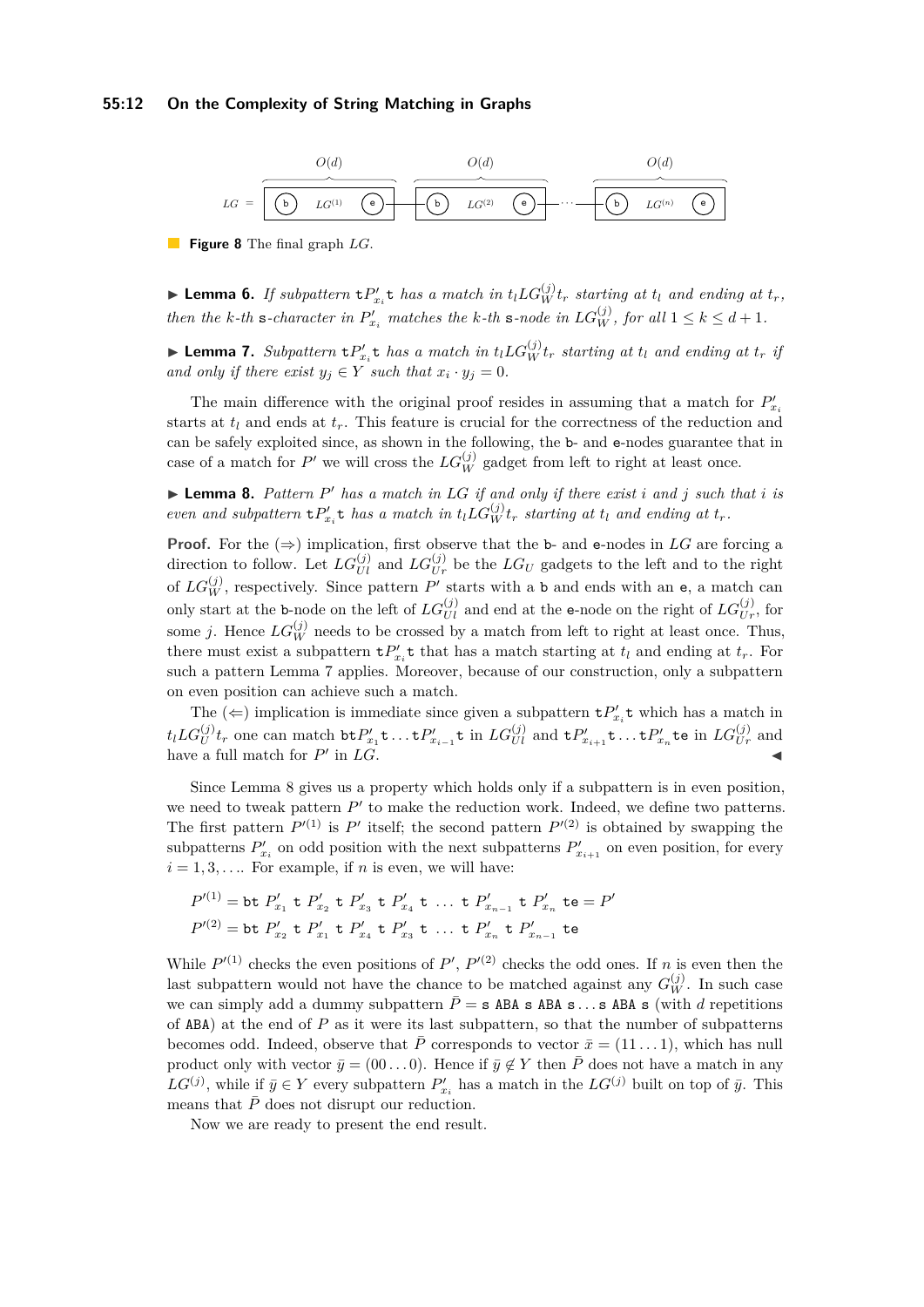$$LG = \overbrace{\boxed{\text{b} \quad LG^{(1)} \quad \text{e}}}^{O(d)} - \overbrace{\boxed{\text{b} \quad LG^{(2)} \quad \text{e}}}^{O(d)} - \cdots - \overbrace{\boxed{\text{b} \quad LG^{(n)} \quad \text{e}}}^{O(d)}$$

**Figure 8** The final graph $LG$.

▶ **Lemma 6.** *If subpattern* $\mathtt{t}P'_{x_i}\mathtt{t}$ *has a match in* $t_l LG_W^{(j)} t_r$ *starting at* $t_l$ *and ending at* $t_r$*, then the* $k$*-th* $\mathtt{s}$*-character in* $P'_{x_i}$ *matches the* $k$*-th* $\mathtt{s}$*-node in* $LG_W^{(j)}$*, for all* $1 \le k \le d+1$.

▶ **Lemma 7.** *Subpattern* $\mathtt{t}P'_{x_i}\mathtt{t}$ *has a match in* $t_l LG_W^{(j)} t_r$ *starting at* $t_l$ *and ending at* $t_r$ *if and only if there exist* $y_j \in Y$ *such that* $x_i \cdot y_j = 0$.

The main difference with the original proof resides in assuming that a match for $P'_{x_i}$ starts at $t_l$ and ends at $t_r$. This feature is crucial for the correctness of the reduction and can be safely exploited since, as shown in the following, the b- and e-nodes guarantee that in case of a match for $P'$ we will cross the $LG_W^{(j)}$ gadget from left to right at least once.

▶ **Lemma 8.** *Pattern* $P'$ *has a match in* $LG$ *if and only if there exist* $i$ *and* $j$ *such that* $i$ *is even and subpattern* $\mathtt{t}P'_{x_i}\mathtt{t}$ *has a match in* $t_l LG_W^{(j)} t_r$ *starting at* $t_l$ *and ending at* $t_r$.

**Proof.** For the ($\Rightarrow$) implication, first observe that the b- and e-nodes in $LG$ are forcing a direction to follow. Let $LG_{Ul}^{(j)}$ and $LG_{Ur}^{(j)}$ be the $LG_U$ gadgets to the left and to the right of $LG_W^{(j)}$, respectively. Since pattern $P'$ starts with a b and ends with an e, a match can only start at the b-node on the left of $LG_{Ul}^{(j)}$ and end at the e-node on the right of $LG_{Ur}^{(j)}$, for some $j$. Hence $LG_W^{(j)}$ needs to be crossed by a match from left to right at least once. Thus, there must exist a subpattern $\mathtt{t}P'_{x_i}\mathtt{t}$ that has a match starting at $t_l$ and ending at $t_r$. For such a pattern Lemma 7 applies. Moreover, because of our construction, only a subpattern on even position can achieve such a match.

The ($\Leftarrow$) implication is immediate since given a subpattern $\mathtt{t}P'_{x_i}\mathtt{t}$ which has a match in $t_l LG_U^{(j)} t_r$ one can match $\mathtt{bt}P'_{x_1}\mathtt{t}\ldots\mathtt{t}P'_{x_{i-1}}\mathtt{t}$ in $LG_{Ul}^{(j)}$ and $\mathtt{t}P'_{x_{i+1}}\mathtt{t}\ldots\mathtt{t}P'_{x_n}\mathtt{te}$ in $LG_{Ur}^{(j)}$ and have a full match for $P'$ in $LG$. ◀

Since Lemma 8 gives us a property which holds only if a subpattern is in even position, we need to tweak pattern $P'$ to make the reduction work. Indeed, we define two patterns. The first pattern $P'^{(1)}$ is $P'$ itself; the second pattern $P'^{(2)}$ is obtained by swapping the subpatterns $P'_{x_i}$ on odd position with the next subpatterns $P'_{x_{i+1}}$ on even position, for every $i = 1, 3, \ldots$. For example, if $n$ is even, we will have:

$$P'^{(1)} = \mathtt{bt}\ P'_{x_1}\ \mathtt{t}\ P'_{x_2}\ \mathtt{t}\ P'_{x_3}\ \mathtt{t}\ P'_{x_4}\ \mathtt{t}\ \ldots\ \mathtt{t}\ P'_{x_{n-1}}\ \mathtt{t}\ P'_{x_n}\ \mathtt{te} = P'$$
$$P'^{(2)} = \mathtt{bt}\ P'_{x_2}\ \mathtt{t}\ P'_{x_1}\ \mathtt{t}\ P'_{x_4}\ \mathtt{t}\ P'_{x_3}\ \mathtt{t}\ \ldots\ \mathtt{t}\ P'_{x_n}\ \mathtt{t}\ P'_{x_{n-1}}\ \mathtt{te}$$

While $P'^{(1)}$ checks the even positions of $P'$, $P'^{(2)}$ checks the odd ones. If $n$ is even then the last subpattern would not have the chance to be matched against any $G_W^{(j)}$. In such case we can simply add a dummy subpattern $\bar{P} = \mathtt{s}\ \mathtt{ABA}\ \mathtt{s}\ \mathtt{ABA}\ \mathtt{s}\ldots\mathtt{s}\ \mathtt{ABA}\ \mathtt{s}$ (with $d$ repetitions of ABA) at the end of $P$ as it were its last subpattern, so that the number of subpatterns becomes odd. Indeed, observe that $\bar{P}$ corresponds to vector $\bar{x} = (11\ldots1)$, which has null product only with vector $\bar{y} = (00\ldots0)$. Hence if $\bar{y} \notin Y$ then $\bar{P}$ does not have a match in any $LG^{(j)}$, while if $\bar{y} \in Y$ every subpattern $P'_{x_i}$ has a match in the $LG^{(j)}$ built on top of $\bar{y}$. This means that $\bar{P}$ does not disrupt our reduction.

Now we are ready to present the end result.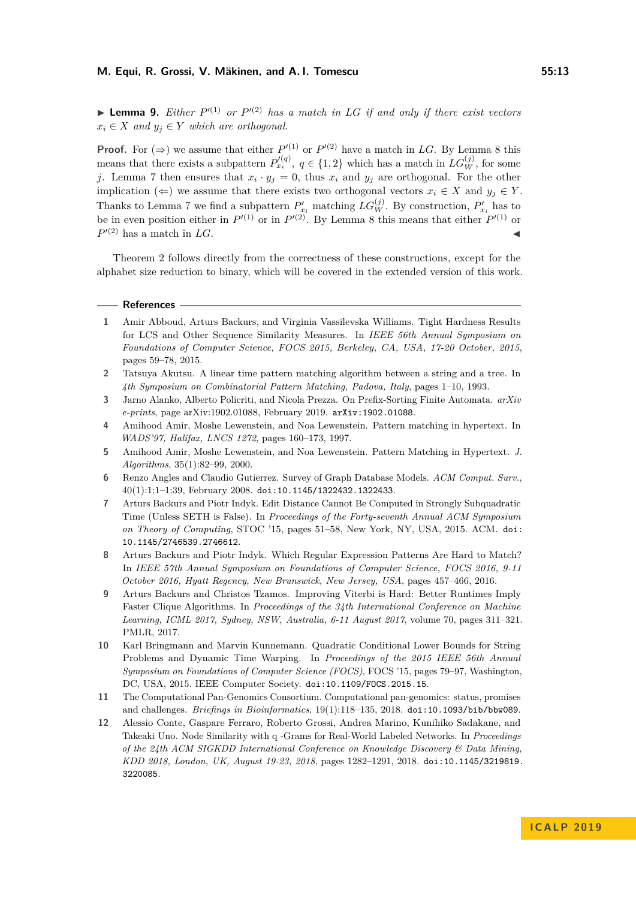▶ **Lemma 9.** *Either $P'^{(1)}$ or $P'^{(2)}$ has a match in $LG$ if and only if there exist vectors $x_i \in X$ and $y_j \in Y$ which are orthogonal.*

**Proof.** For ($\Rightarrow$) we assume that either $P'^{(1)}$ or $P'^{(2)}$ have a match in $LG$. By Lemma 8 this means that there exists a subpattern $P'^{(q)}_{x_i}$, $q \in \{1, 2\}$ which has a match in $LG^{(j)}_W$, for some $j$. Lemma 7 then ensures that $x_i \cdot y_j = 0$, thus $x_i$ and $y_j$ are orthogonal. For the other implication ($\Leftarrow$) we assume that there exists two orthogonal vectors $x_i \in X$ and $y_j \in Y$. Thanks to Lemma 7 we find a subpattern $P'_{x_i}$ matching $LG^{(j)}_W$. By construction, $P'_{x_i}$ has to be in even position either in $P'^{(1)}$ or in $P'^{(2)}$. By Lemma 8 this means that either $P'^{(1)}$ or $P'^{(2)}$ has a match in $LG$. ◀

Theorem 2 follows directly from the correctness of these constructions, except for the alphabet size reduction to binary, which will be covered in the extended version of this work.

## References

1. Amir Abboud, Arturs Backurs, and Virginia Vassilevska Williams. Tight Hardness Results for LCS and Other Sequence Similarity Measures. In *IEEE 56th Annual Symposium on Foundations of Computer Science, FOCS 2015, Berkeley, CA, USA, 17-20 October, 2015*, pages 59–78, 2015.
2. Tatsuya Akutsu. A linear time pattern matching algorithm between a string and a tree. In *4th Symposium on Combinatorial Pattern Matching, Padova, Italy*, pages 1–10, 1993.
3. Jarno Alanko, Alberto Policriti, and Nicola Prezza. On Prefix-Sorting Finite Automata. *arXiv e-prints*, page arXiv:1902.01088, February 2019. arXiv:1902.01088.
4. Amihood Amir, Moshe Lewenstein, and Noa Lewenstein. Pattern matching in hypertext. In *WADS'97, Halifax, LNCS 1272*, pages 160–173, 1997.
5. Amihood Amir, Moshe Lewenstein, and Noa Lewenstein. Pattern Matching in Hypertext. *J. Algorithms*, 35(1):82–99, 2000.
6. Renzo Angles and Claudio Gutierrez. Survey of Graph Database Models. *ACM Comput. Surv.*, 40(1):1:1–1:39, February 2008. doi:10.1145/1322432.1322433.
7. Arturs Backurs and Piotr Indyk. Edit Distance Cannot Be Computed in Strongly Subquadratic Time (Unless SETH is False). In *Proceedings of the Forty-seventh Annual ACM Symposium on Theory of Computing*, STOC '15, pages 51–58, New York, NY, USA, 2015. ACM. doi:10.1145/2746539.2746612.
8. Arturs Backurs and Piotr Indyk. Which Regular Expression Patterns Are Hard to Match? In *IEEE 57th Annual Symposium on Foundations of Computer Science, FOCS 2016, 9-11 October 2016, Hyatt Regency, New Brunswick, New Jersey, USA*, pages 457–466, 2016.
9. Arturs Backurs and Christos Tzamos. Improving Viterbi is Hard: Better Runtimes Imply Faster Clique Algorithms. In *Proceedings of the 34th International Conference on Machine Learning, ICML 2017, Sydney, NSW, Australia, 6-11 August 2017*, volume 70, pages 311–321. PMLR, 2017.
10. Karl Bringmann and Marvin Kunnemann. Quadratic Conditional Lower Bounds for String Problems and Dynamic Time Warping. In *Proceedings of the 2015 IEEE 56th Annual Symposium on Foundations of Computer Science (FOCS)*, FOCS '15, pages 79–97, Washington, DC, USA, 2015. IEEE Computer Society. doi:10.1109/FOCS.2015.15.
11. The Computational Pan-Genomics Consortium. Computational pan-genomics: status, promises and challenges. *Briefings in Bioinformatics*, 19(1):118–135, 2018. doi:10.1093/bib/bbw089.
12. Alessio Conte, Gaspare Ferraro, Roberto Grossi, Andrea Marino, Kunihiko Sadakane, and Takeaki Uno. Node Similarity with q -Grams for Real-World Labeled Networks. In *Proceedings of the 24th ACM SIGKDD International Conference on Knowledge Discovery & Data Mining, KDD 2018, London, UK, August 19-23, 2018*, pages 1282–1291, 2018. doi:10.1145/3219819.3220085.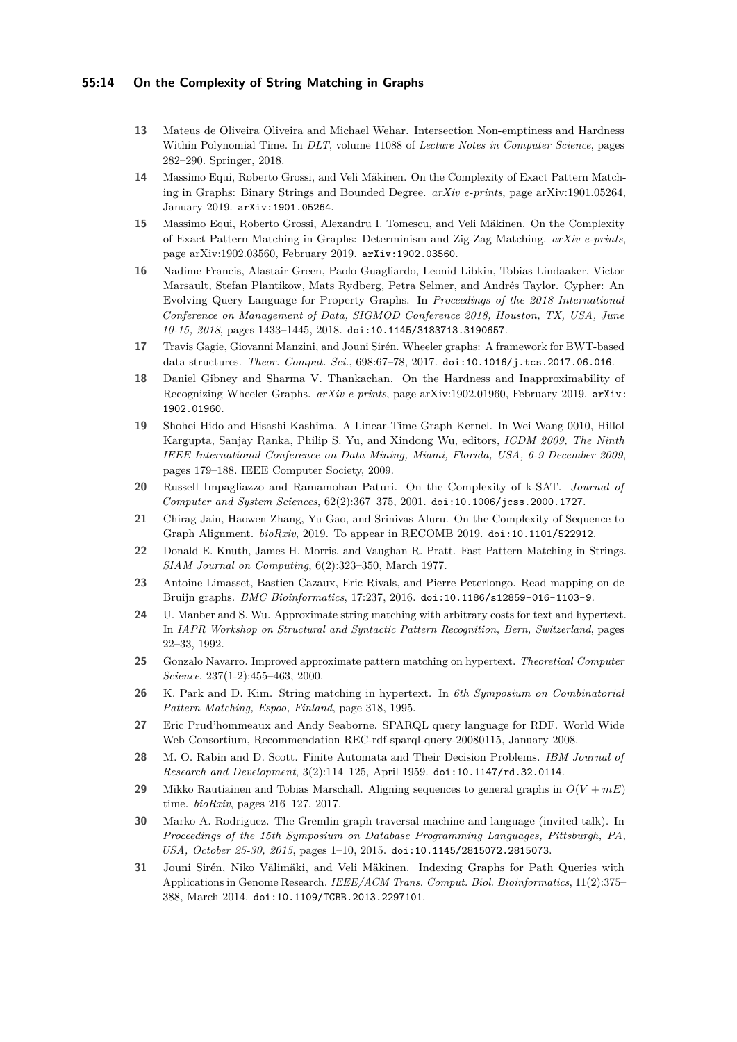13 Mateus de Oliveira Oliveira and Michael Wehar. Intersection Non-emptiness and Hardness Within Polynomial Time. In *DLT*, volume 11088 of *Lecture Notes in Computer Science*, pages 282–290. Springer, 2018.

14 Massimo Equi, Roberto Grossi, and Veli Mäkinen. On the Complexity of Exact Pattern Matching in Graphs: Binary Strings and Bounded Degree. *arXiv e-prints*, page arXiv:1901.05264, January 2019. arXiv:1901.05264.

15 Massimo Equi, Roberto Grossi, Alexandru I. Tomescu, and Veli Mäkinen. On the Complexity of Exact Pattern Matching in Graphs: Determinism and Zig-Zag Matching. *arXiv e-prints*, page arXiv:1902.03560, February 2019. arXiv:1902.03560.

16 Nadime Francis, Alastair Green, Paolo Guagliardo, Leonid Libkin, Tobias Lindaaker, Victor Marsault, Stefan Plantikow, Mats Rydberg, Petra Selmer, and Andrés Taylor. Cypher: An Evolving Query Language for Property Graphs. In *Proceedings of the 2018 International Conference on Management of Data, SIGMOD Conference 2018, Houston, TX, USA, June 10-15, 2018*, pages 1433–1445, 2018. doi:10.1145/3183713.3190657.

17 Travis Gagie, Giovanni Manzini, and Jouni Sirén. Wheeler graphs: A framework for BWT-based data structures. *Theor. Comput. Sci.*, 698:67–78, 2017. doi:10.1016/j.tcs.2017.06.016.

18 Daniel Gibney and Sharma V. Thankachan. On the Hardness and Inapproximability of Recognizing Wheeler Graphs. *arXiv e-prints*, page arXiv:1902.01960, February 2019. arXiv:1902.01960.

19 Shohei Hido and Hisashi Kashima. A Linear-Time Graph Kernel. In Wei Wang 0010, Hillol Kargupta, Sanjay Ranka, Philip S. Yu, and Xindong Wu, editors, *ICDM 2009, The Ninth IEEE International Conference on Data Mining, Miami, Florida, USA, 6-9 December 2009*, pages 179–188. IEEE Computer Society, 2009.

20 Russell Impagliazzo and Ramamohan Paturi. On the Complexity of k-SAT. *Journal of Computer and System Sciences*, 62(2):367–375, 2001. doi:10.1006/jcss.2000.1727.

21 Chirag Jain, Haowen Zhang, Yu Gao, and Srinivas Aluru. On the Complexity of Sequence to Graph Alignment. *bioRxiv*, 2019. To appear in RECOMB 2019. doi:10.1101/522912.

22 Donald E. Knuth, James H. Morris, and Vaughan R. Pratt. Fast Pattern Matching in Strings. *SIAM Journal on Computing*, 6(2):323–350, March 1977.

23 Antoine Limasset, Bastien Cazaux, Eric Rivals, and Pierre Peterlongo. Read mapping on de Bruijn graphs. *BMC Bioinformatics*, 17:237, 2016. doi:10.1186/s12859-016-1103-9.

24 U. Manber and S. Wu. Approximate string matching with arbitrary costs for text and hypertext. In *IAPR Workshop on Structural and Syntactic Pattern Recognition, Bern, Switzerland*, pages 22–33, 1992.

25 Gonzalo Navarro. Improved approximate pattern matching on hypertext. *Theoretical Computer Science*, 237(1-2):455–463, 2000.

26 K. Park and D. Kim. String matching in hypertext. In *6th Symposium on Combinatorial Pattern Matching, Espoo, Finland*, page 318, 1995.

27 Eric Prud'hommeaux and Andy Seaborne. SPARQL query language for RDF. World Wide Web Consortium, Recommendation REC-rdf-sparql-query-20080115, January 2008.

28 M. O. Rabin and D. Scott. Finite Automata and Their Decision Problems. *IBM Journal of Research and Development*, 3(2):114–125, April 1959. doi:10.1147/rd.32.0114.

29 Mikko Rautiainen and Tobias Marschall. Aligning sequences to general graphs in $O(V + mE)$ time. *bioRxiv*, pages 216–127, 2017.

30 Marko A. Rodriguez. The Gremlin graph traversal machine and language (invited talk). In *Proceedings of the 15th Symposium on Database Programming Languages, Pittsburgh, PA, USA, October 25-30, 2015*, pages 1–10, 2015. doi:10.1145/2815072.2815073.

31 Jouni Sirén, Niko Välimäki, and Veli Mäkinen. Indexing Graphs for Path Queries with Applications in Genome Research. *IEEE/ACM Trans. Comput. Biol. Bioinformatics*, 11(2):375–388, March 2014. doi:10.1109/TCBB.2013.2297101.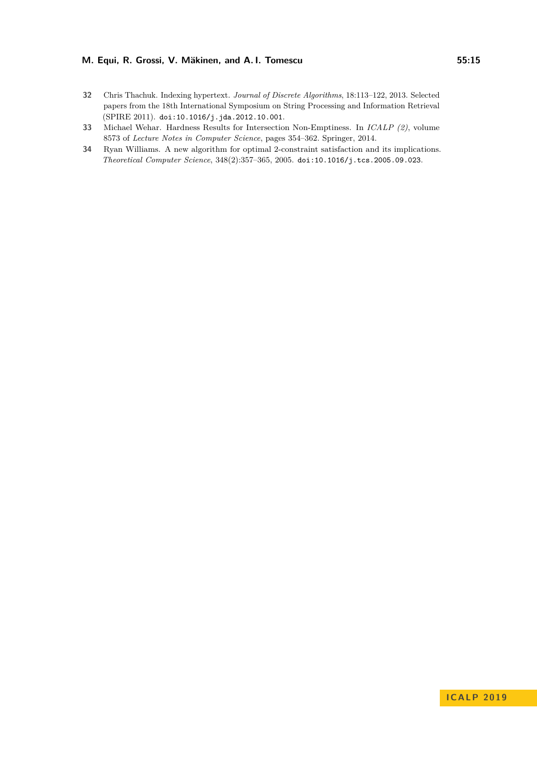32 Chris Thachuk. Indexing hypertext. *Journal of Discrete Algorithms*, 18:113–122, 2013. Selected papers from the 18th International Symposium on String Processing and Information Retrieval (SPIRE 2011). doi:10.1016/j.jda.2012.10.001.

33 Michael Wehar. Hardness Results for Intersection Non-Emptiness. In *ICALP (2)*, volume 8573 of *Lecture Notes in Computer Science*, pages 354–362. Springer, 2014.

34 Ryan Williams. A new algorithm for optimal 2-constraint satisfaction and its implications. *Theoretical Computer Science*, 348(2):357–365, 2005. doi:10.1016/j.tcs.2005.09.023.